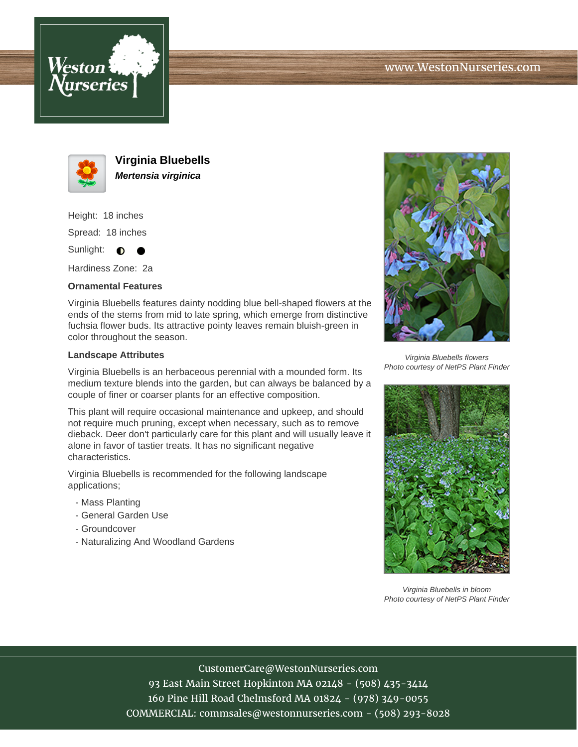# Virginia Bluebells

***Mertensia virginica***

Height: 18 inches

Spread: 18 inches

Sunlight: ◐ ●

Hardiness Zone: 2a

### Ornamental Features

Virginia Bluebells features dainty nodding blue bell-shaped flowers at the ends of the stems from mid to late spring, which emerge from distinctive fuchsia flower buds. Its attractive pointy leaves remain bluish-green in color throughout the season.

### Landscape Attributes

Virginia Bluebells is an herbaceous perennial with a mounded form. Its medium texture blends into the garden, but can always be balanced by a couple of finer or coarser plants for an effective composition.

This plant will require occasional maintenance and upkeep, and should not require much pruning, except when necessary, such as to remove dieback. Deer don't particularly care for this plant and will usually leave it alone in favor of tastier treats. It has no significant negative characteristics.

Virginia Bluebells is recommended for the following landscape applications;

- Mass Planting
- General Garden Use
- Groundcover
- Naturalizing And Woodland Gardens

*Virginia Bluebells flowers*
*Photo courtesy of NetPS Plant Finder*

*Virginia Bluebells in bloom*
*Photo courtesy of NetPS Plant Finder*

CustomerCare@WestonNurseries.com
93 East Main Street Hopkinton MA 02148 - (508) 435-3414
160 Pine Hill Road Chelmsford MA 01824 - (978) 349-0055
COMMERCIAL: commsales@westonnurseries.com - (508) 293-8028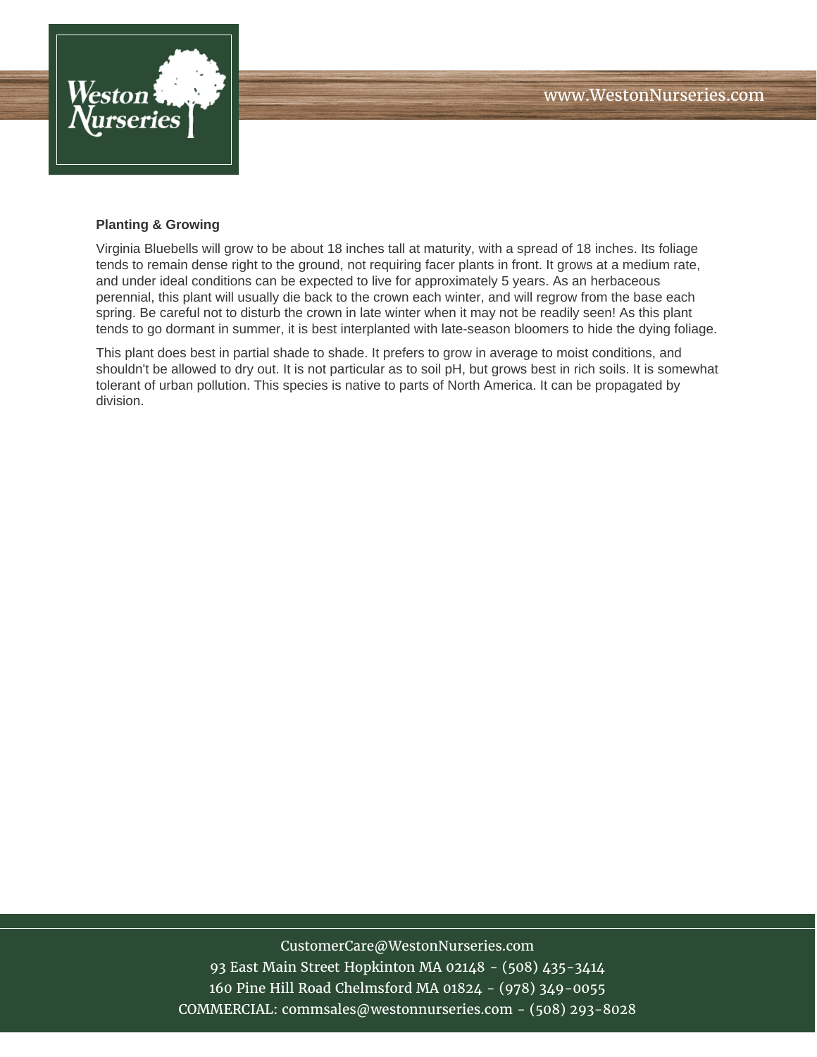**Planting & Growing**

Virginia Bluebells will grow to be about 18 inches tall at maturity, with a spread of 18 inches. Its foliage tends to remain dense right to the ground, not requiring facer plants in front. It grows at a medium rate, and under ideal conditions can be expected to live for approximately 5 years. As an herbaceous perennial, this plant will usually die back to the crown each winter, and will regrow from the base each spring. Be careful not to disturb the crown in late winter when it may not be readily seen! As this plant tends to go dormant in summer, it is best interplanted with late-season bloomers to hide the dying foliage.

This plant does best in partial shade to shade. It prefers to grow in average to moist conditions, and shouldn't be allowed to dry out. It is not particular as to soil pH, but grows best in rich soils. It is somewhat tolerant of urban pollution. This species is native to parts of North America. It can be propagated by division.